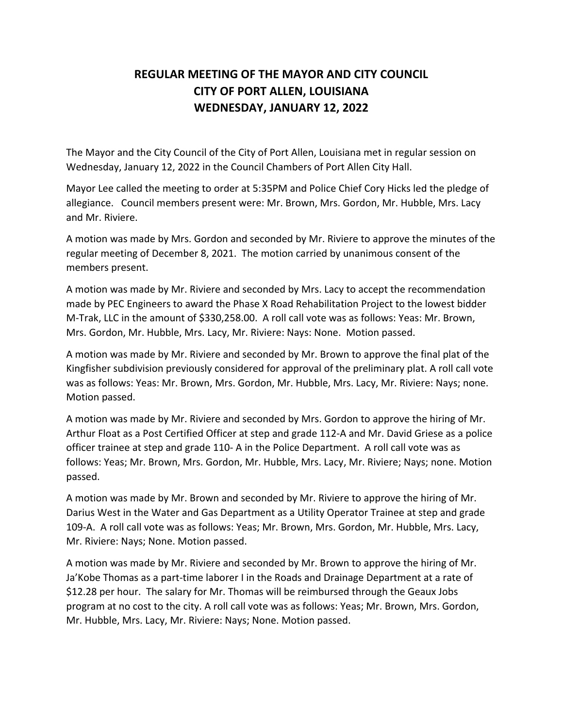# REGULAR MEETING OF THE MAYOR AND CITY COUNCIL
# CITY OF PORT ALLEN, LOUISIANA
# WEDNESDAY, JANUARY 12, 2022

The Mayor and the City Council of the City of Port Allen, Louisiana met in regular session on Wednesday, January 12, 2022 in the Council Chambers of Port Allen City Hall.

Mayor Lee called the meeting to order at 5:35PM and Police Chief Cory Hicks led the pledge of allegiance. Council members present were: Mr. Brown, Mrs. Gordon, Mr. Hubble, Mrs. Lacy and Mr. Riviere.

A motion was made by Mrs. Gordon and seconded by Mr. Riviere to approve the minutes of the regular meeting of December 8, 2021. The motion carried by unanimous consent of the members present.

A motion was made by Mr. Riviere and seconded by Mrs. Lacy to accept the recommendation made by PEC Engineers to award the Phase X Road Rehabilitation Project to the lowest bidder M-Trak, LLC in the amount of $330,258.00. A roll call vote was as follows: Yeas: Mr. Brown, Mrs. Gordon, Mr. Hubble, Mrs. Lacy, Mr. Riviere: Nays: None. Motion passed.

A motion was made by Mr. Riviere and seconded by Mr. Brown to approve the final plat of the Kingfisher subdivision previously considered for approval of the preliminary plat. A roll call vote was as follows: Yeas: Mr. Brown, Mrs. Gordon, Mr. Hubble, Mrs. Lacy, Mr. Riviere: Nays; none. Motion passed.

A motion was made by Mr. Riviere and seconded by Mrs. Gordon to approve the hiring of Mr. Arthur Float as a Post Certified Officer at step and grade 112-A and Mr. David Griese as a police officer trainee at step and grade 110- A in the Police Department. A roll call vote was as follows: Yeas; Mr. Brown, Mrs. Gordon, Mr. Hubble, Mrs. Lacy, Mr. Riviere; Nays; none. Motion passed.

A motion was made by Mr. Brown and seconded by Mr. Riviere to approve the hiring of Mr. Darius West in the Water and Gas Department as a Utility Operator Trainee at step and grade 109-A. A roll call vote was as follows: Yeas; Mr. Brown, Mrs. Gordon, Mr. Hubble, Mrs. Lacy, Mr. Riviere: Nays; None. Motion passed.

A motion was made by Mr. Riviere and seconded by Mr. Brown to approve the hiring of Mr. Ja'Kobe Thomas as a part-time laborer I in the Roads and Drainage Department at a rate of $12.28 per hour. The salary for Mr. Thomas will be reimbursed through the Geaux Jobs program at no cost to the city. A roll call vote was as follows: Yeas; Mr. Brown, Mrs. Gordon, Mr. Hubble, Mrs. Lacy, Mr. Riviere: Nays; None. Motion passed.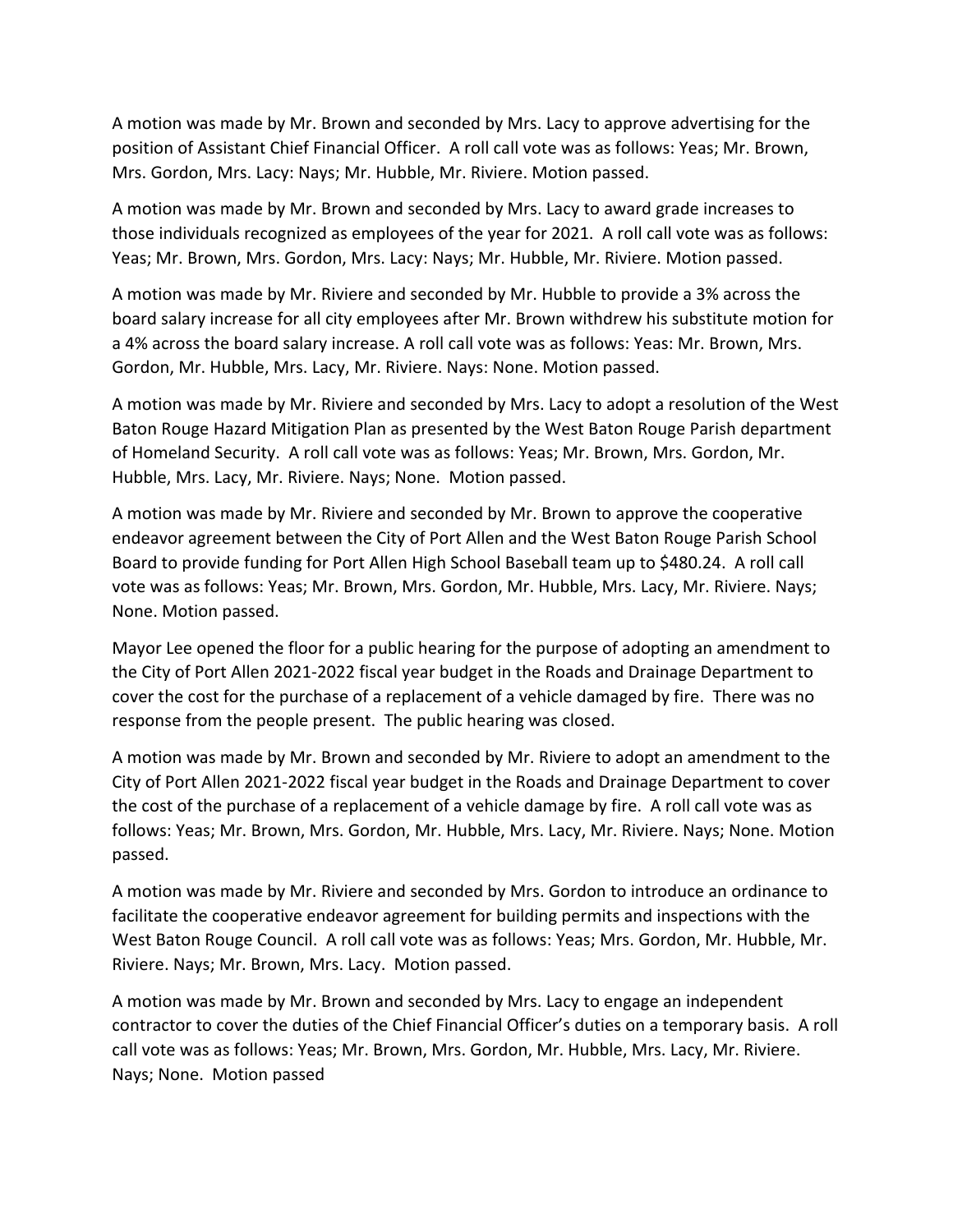A motion was made by Mr. Brown and seconded by Mrs. Lacy to approve advertising for the position of Assistant Chief Financial Officer. A roll call vote was as follows: Yeas; Mr. Brown, Mrs. Gordon, Mrs. Lacy: Nays; Mr. Hubble, Mr. Riviere. Motion passed.

A motion was made by Mr. Brown and seconded by Mrs. Lacy to award grade increases to those individuals recognized as employees of the year for 2021. A roll call vote was as follows: Yeas; Mr. Brown, Mrs. Gordon, Mrs. Lacy: Nays; Mr. Hubble, Mr. Riviere. Motion passed.

A motion was made by Mr. Riviere and seconded by Mr. Hubble to provide a 3% across the board salary increase for all city employees after Mr. Brown withdrew his substitute motion for a 4% across the board salary increase. A roll call vote was as follows: Yeas: Mr. Brown, Mrs. Gordon, Mr. Hubble, Mrs. Lacy, Mr. Riviere. Nays: None. Motion passed.

A motion was made by Mr. Riviere and seconded by Mrs. Lacy to adopt a resolution of the West Baton Rouge Hazard Mitigation Plan as presented by the West Baton Rouge Parish department of Homeland Security. A roll call vote was as follows: Yeas; Mr. Brown, Mrs. Gordon, Mr. Hubble, Mrs. Lacy, Mr. Riviere. Nays; None. Motion passed.

A motion was made by Mr. Riviere and seconded by Mr. Brown to approve the cooperative endeavor agreement between the City of Port Allen and the West Baton Rouge Parish School Board to provide funding for Port Allen High School Baseball team up to $480.24. A roll call vote was as follows: Yeas; Mr. Brown, Mrs. Gordon, Mr. Hubble, Mrs. Lacy, Mr. Riviere. Nays; None. Motion passed.

Mayor Lee opened the floor for a public hearing for the purpose of adopting an amendment to the City of Port Allen 2021-2022 fiscal year budget in the Roads and Drainage Department to cover the cost for the purchase of a replacement of a vehicle damaged by fire. There was no response from the people present. The public hearing was closed.

A motion was made by Mr. Brown and seconded by Mr. Riviere to adopt an amendment to the City of Port Allen 2021-2022 fiscal year budget in the Roads and Drainage Department to cover the cost of the purchase of a replacement of a vehicle damage by fire. A roll call vote was as follows: Yeas; Mr. Brown, Mrs. Gordon, Mr. Hubble, Mrs. Lacy, Mr. Riviere. Nays; None. Motion passed.

A motion was made by Mr. Riviere and seconded by Mrs. Gordon to introduce an ordinance to facilitate the cooperative endeavor agreement for building permits and inspections with the West Baton Rouge Council. A roll call vote was as follows: Yeas; Mrs. Gordon, Mr. Hubble, Mr. Riviere. Nays; Mr. Brown, Mrs. Lacy. Motion passed.

A motion was made by Mr. Brown and seconded by Mrs. Lacy to engage an independent contractor to cover the duties of the Chief Financial Officer's duties on a temporary basis. A roll call vote was as follows: Yeas; Mr. Brown, Mrs. Gordon, Mr. Hubble, Mrs. Lacy, Mr. Riviere. Nays; None. Motion passed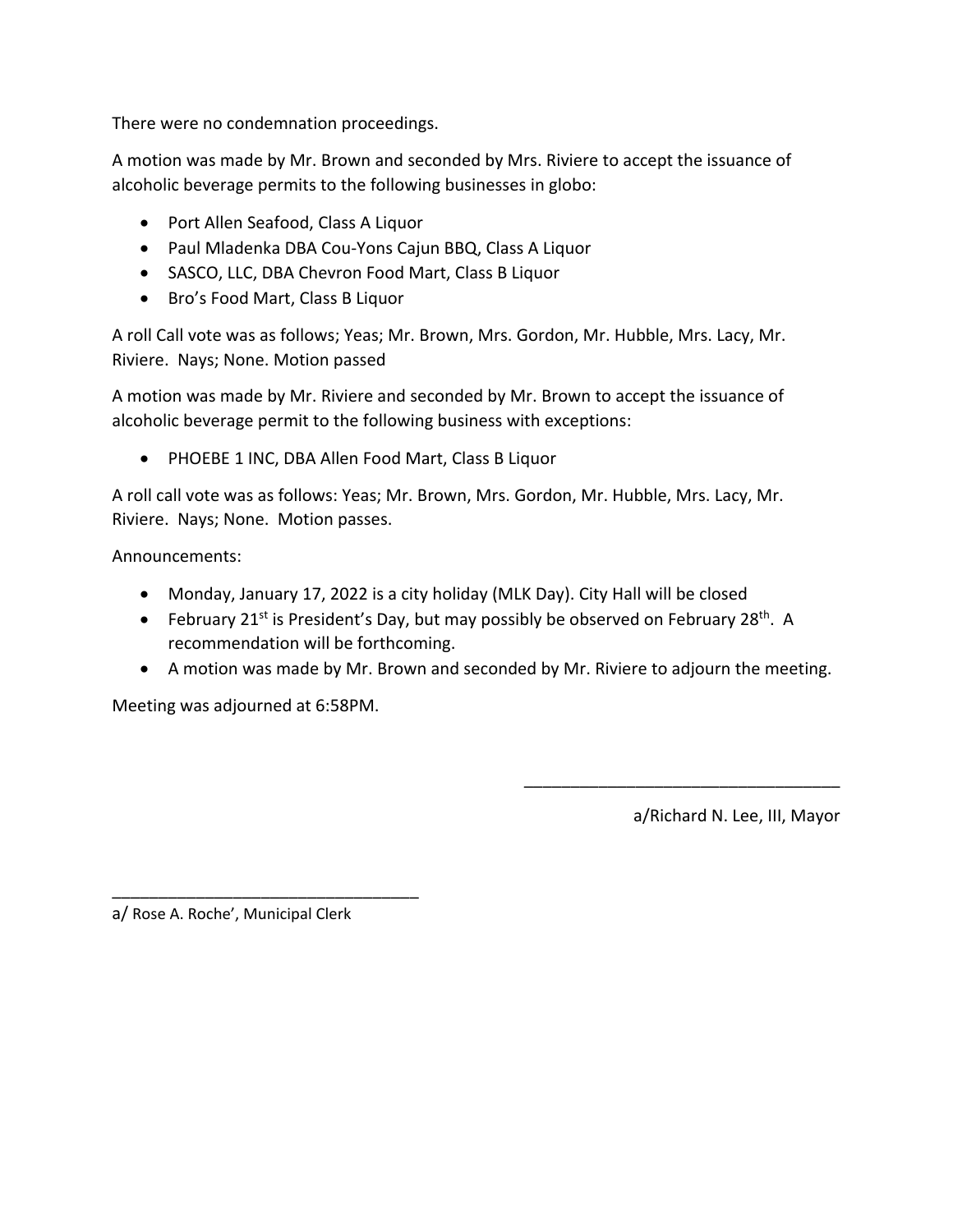There were no condemnation proceedings.

A motion was made by Mr. Brown and seconded by Mrs. Riviere to accept the issuance of alcoholic beverage permits to the following businesses in globo:

- Port Allen Seafood, Class A Liquor
- Paul Mladenka DBA Cou-Yons Cajun BBQ, Class A Liquor
- SASCO, LLC, DBA Chevron Food Mart, Class B Liquor
- Bro's Food Mart, Class B Liquor

A roll Call vote was as follows; Yeas; Mr. Brown, Mrs. Gordon, Mr. Hubble, Mrs. Lacy, Mr. Riviere. Nays; None. Motion passed

A motion was made by Mr. Riviere and seconded by Mr. Brown to accept the issuance of alcoholic beverage permit to the following business with exceptions:

- PHOEBE 1 INC, DBA Allen Food Mart, Class B Liquor

A roll call vote was as follows: Yeas; Mr. Brown, Mrs. Gordon, Mr. Hubble, Mrs. Lacy, Mr. Riviere. Nays; None. Motion passes.

Announcements:

- Monday, January 17, 2022 is a city holiday (MLK Day). City Hall will be closed
- February 21st is President's Day, but may possibly be observed on February 28th. A recommendation will be forthcoming.
- A motion was made by Mr. Brown and seconded by Mr. Riviere to adjourn the meeting.

Meeting was adjourned at 6:58PM.

\_\_\_\_\_\_\_\_\_\_\_\_\_\_\_\_\_\_\_\_\_\_\_\_\_\_\_\_\_\_\_\_\_\_\_

a/Richard N. Lee, III, Mayor

\_\_\_\_\_\_\_\_\_\_\_\_\_\_\_\_\_\_\_\_\_\_\_\_\_\_\_\_\_\_\_\_\_\_\_

a/ Rose A. Roche', Municipal Clerk